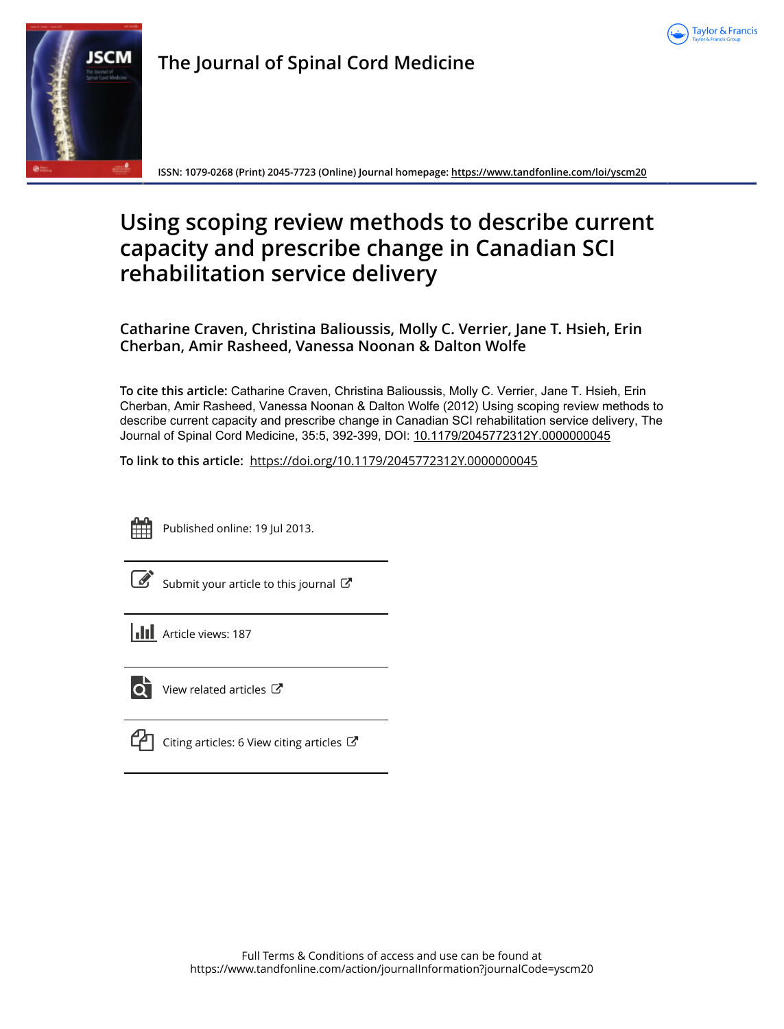The Journal of Spinal Cord Medicine

ISSN: 1079-0268 (Print) 2045-7723 (Online) Journal homepage: https://www.tandfonline.com/loi/yscm20

# Using scoping review methods to describe current capacity and prescribe change in Canadian SCI rehabilitation service delivery

**Catharine Craven, Christina Balioussis, Molly C. Verrier, Jane T. Hsieh, Erin Cherban, Amir Rasheed, Vanessa Noonan & Dalton Wolfe**

**To cite this article:** Catharine Craven, Christina Balioussis, Molly C. Verrier, Jane T. Hsieh, Erin Cherban, Amir Rasheed, Vanessa Noonan & Dalton Wolfe (2012) Using scoping review methods to describe current capacity and prescribe change in Canadian SCI rehabilitation service delivery, The Journal of Spinal Cord Medicine, 35:5, 392-399, DOI: 10.1179/2045772312Y.0000000045

**To link to this article:** https://doi.org/10.1179/2045772312Y.0000000045

Published online: 19 Jul 2013.

Submit your article to this journal

Article views: 187

View related articles

Citing articles: 6 View citing articles

Full Terms & Conditions of access and use can be found at https://www.tandfonline.com/action/journalInformation?journalCode=yscm20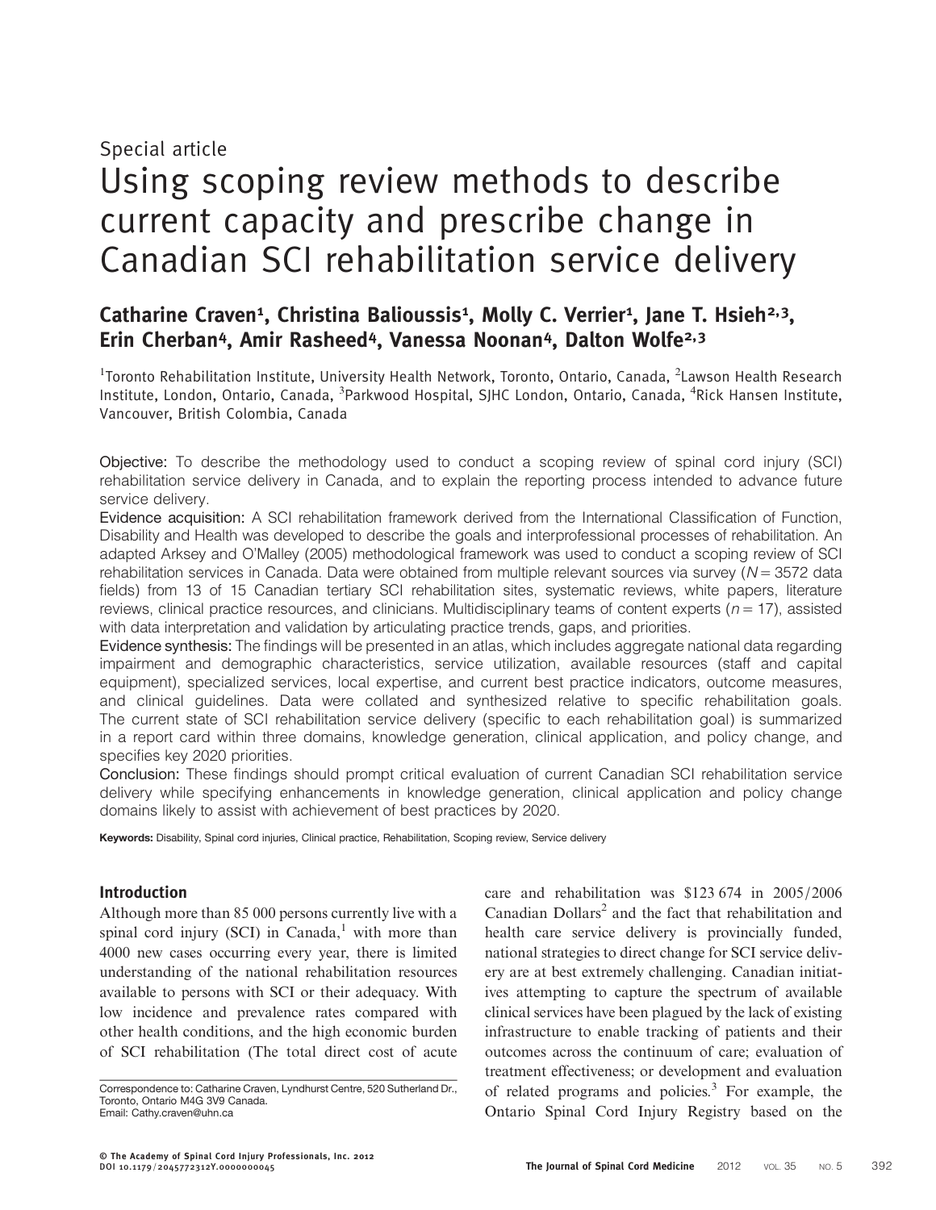Special article

# Using scoping review methods to describe current capacity and prescribe change in Canadian SCI rehabilitation service delivery

**Catharine Craven[1], Christina Balioussis[1], Molly C. Verrier[1], Jane T. Hsieh[2,3], Erin Cherban[4], Amir Rasheed[4], Vanessa Noonan[4], Dalton Wolfe[2,3]**

[1]Toronto Rehabilitation Institute, University Health Network, Toronto, Ontario, Canada, [2]Lawson Health Research Institute, London, Ontario, Canada, [3]Parkwood Hospital, SJHC London, Ontario, Canada, [4]Rick Hansen Institute, Vancouver, British Colombia, Canada

**Objective:** To describe the methodology used to conduct a scoping review of spinal cord injury (SCI) rehabilitation service delivery in Canada, and to explain the reporting process intended to advance future service delivery.

**Evidence acquisition:** A SCI rehabilitation framework derived from the International Classification of Function, Disability and Health was developed to describe the goals and interprofessional processes of rehabilitation. An adapted Arksey and O'Malley (2005) methodological framework was used to conduct a scoping review of SCI rehabilitation services in Canada. Data were obtained from multiple relevant sources via survey ($N = 3572$ data fields) from 13 of 15 Canadian tertiary SCI rehabilitation sites, systematic reviews, white papers, literature reviews, clinical practice resources, and clinicians. Multidisciplinary teams of content experts ($n = 17$), assisted with data interpretation and validation by articulating practice trends, gaps, and priorities.

**Evidence synthesis:** The findings will be presented in an atlas, which includes aggregate national data regarding impairment and demographic characteristics, service utilization, available resources (staff and capital equipment), specialized services, local expertise, and current best practice indicators, outcome measures, and clinical guidelines. Data were collated and synthesized relative to specific rehabilitation goals. The current state of SCI rehabilitation service delivery (specific to each rehabilitation goal) is summarized in a report card within three domains, knowledge generation, clinical application, and policy change, and specifies key 2020 priorities.

**Conclusion:** These findings should prompt critical evaluation of current Canadian SCI rehabilitation service delivery while specifying enhancements in knowledge generation, clinical application and policy change domains likely to assist with achievement of best practices by 2020.

**Keywords:** Disability, Spinal cord injuries, Clinical practice, Rehabilitation, Scoping review, Service delivery

## Introduction

Although more than 85 000 persons currently live with a spinal cord injury (SCI) in Canada,[1] with more than 4000 new cases occurring every year, there is limited understanding of the national rehabilitation resources available to persons with SCI or their adequacy. With low incidence and prevalence rates compared with other health conditions, and the high economic burden of SCI rehabilitation (The total direct cost of acute care and rehabilitation was $123 674 in 2005/2006 Canadian Dollars[2] and the fact that rehabilitation and health care service delivery is provincially funded, national strategies to direct change for SCI service delivery are at best extremely challenging. Canadian initiatives attempting to capture the spectrum of available clinical services have been plagued by the lack of existing infrastructure to enable tracking of patients and their outcomes across the continuum of care; evaluation of treatment effectiveness; or development and evaluation of related programs and policies.[3] For example, the Ontario Spinal Cord Injury Registry based on the

Correspondence to: Catharine Craven, Lyndhurst Centre, 520 Sutherland Dr., Toronto, Ontario M4G 3V9 Canada. Email: Cathy.craven@uhn.ca

© The Academy of Spinal Cord Injury Professionals, Inc. 2012
DOI 10.1179/2045772312Y.0000000045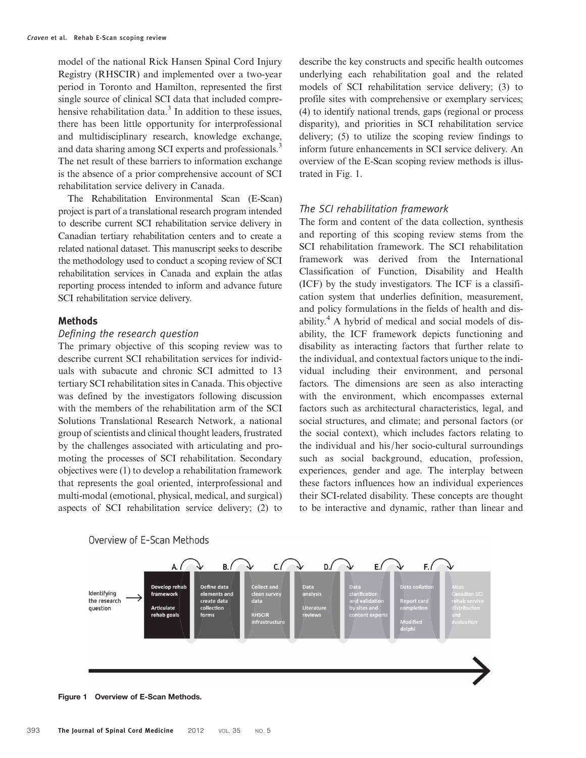model of the national Rick Hansen Spinal Cord Injury Registry (RHSCIR) and implemented over a two-year period in Toronto and Hamilton, represented the first single source of clinical SCI data that included comprehensive rehabilitation data.[3] In addition to these issues, there has been little opportunity for interprofessional and multidisciplinary research, knowledge exchange, and data sharing among SCI experts and professionals.[3] The net result of these barriers to information exchange is the absence of a prior comprehensive account of SCI rehabilitation service delivery in Canada.

The Rehabilitation Environmental Scan (E-Scan) project is part of a translational research program intended to describe current SCI rehabilitation service delivery in Canadian tertiary rehabilitation centers and to create a related national dataset. This manuscript seeks to describe the methodology used to conduct a scoping review of SCI rehabilitation services in Canada and explain the atlas reporting process intended to inform and advance future SCI rehabilitation service delivery.

## Methods

### *Defining the research question*

The primary objective of this scoping review was to describe current SCI rehabilitation services for individuals with subacute and chronic SCI admitted to 13 tertiary SCI rehabilitation sites in Canada. This objective was defined by the investigators following discussion with the members of the rehabilitation arm of the SCI Solutions Translational Research Network, a national group of scientists and clinical thought leaders, frustrated by the challenges associated with articulating and promoting the processes of SCI rehabilitation. Secondary objectives were (1) to develop a rehabilitation framework that represents the goal oriented, interprofessional and multi-modal (emotional, physical, medical, and surgical) aspects of SCI rehabilitation service delivery; (2) to describe the key constructs and specific health outcomes underlying each rehabilitation goal and the related models of SCI rehabilitation service delivery; (3) to profile sites with comprehensive or exemplary services; (4) to identify national trends, gaps (regional or process disparity), and priorities in SCI rehabilitation service delivery; (5) to utilize the scoping review findings to inform future enhancements in SCI service delivery. An overview of the E-Scan scoping review methods is illustrated in Fig. 1.

### *The SCI rehabilitation framework*

The form and content of the data collection, synthesis and reporting of this scoping review stems from the SCI rehabilitation framework. The SCI rehabilitation framework was derived from the International Classification of Function, Disability and Health (ICF) by the study investigators. The ICF is a classification system that underlies definition, measurement, and policy formulations in the fields of health and disability.[4] A hybrid of medical and social models of disability, the ICF framework depicts functioning and disability as interacting factors that further relate to the individual, and contextual factors unique to the individual including their environment, and personal factors. The dimensions are seen as also interacting with the environment, which encompasses external factors such as architectural characteristics, legal, and social structures, and climate; and personal factors (or the social context), which includes factors relating to the individual and his/her socio-cultural surroundings such as social background, education, profession, experiences, gender and age. The interplay between these factors influences how an individual experiences their SCI-related disability. These concepts are thought to be interactive and dynamic, rather than linear and

**Figure 1** Overview of E-Scan Methods.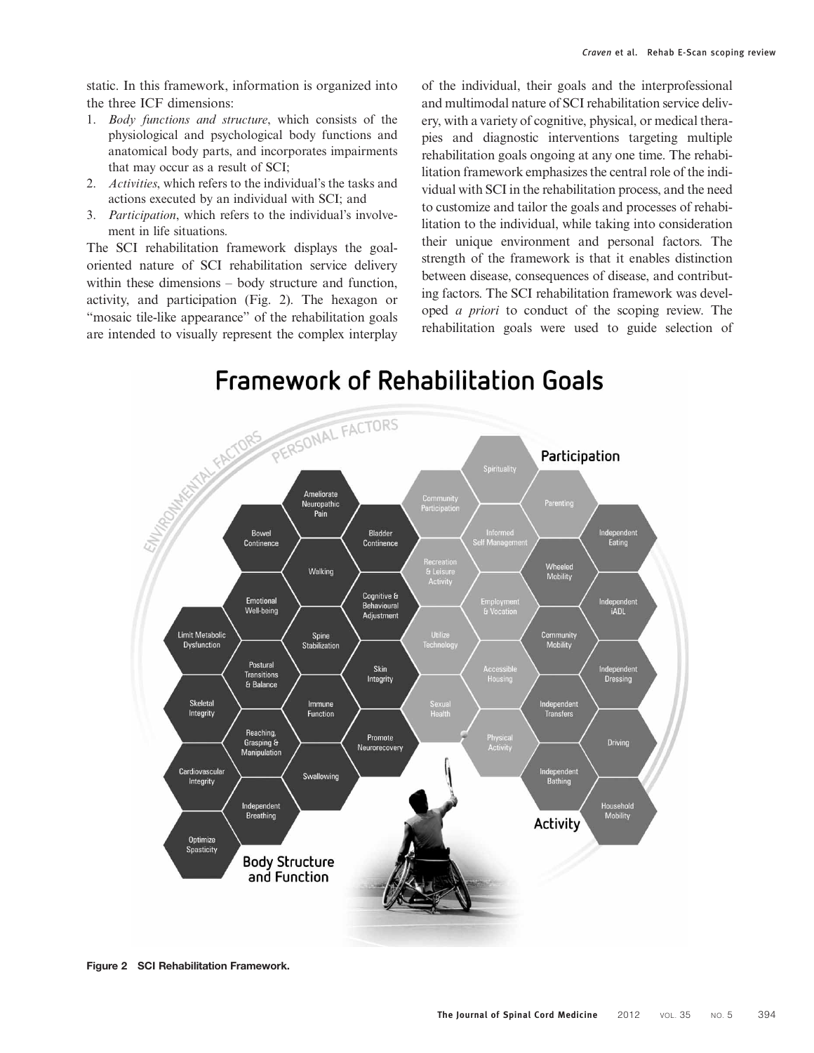static. In this framework, information is organized into the three ICF dimensions:

1. *Body functions and structure*, which consists of the physiological and psychological body functions and anatomical body parts, and incorporates impairments that may occur as a result of SCI;
2. *Activities*, which refers to the individual's the tasks and actions executed by an individual with SCI; and
3. *Participation*, which refers to the individual's involvement in life situations.

The SCI rehabilitation framework displays the goal-oriented nature of SCI rehabilitation service delivery within these dimensions – body structure and function, activity, and participation (Fig. 2). The hexagon or "mosaic tile-like appearance" of the rehabilitation goals are intended to visually represent the complex interplay of the individual, their goals and the interprofessional and multimodal nature of SCI rehabilitation service delivery, with a variety of cognitive, physical, or medical therapies and diagnostic interventions targeting multiple rehabilitation goals ongoing at any one time. The rehabilitation framework emphasizes the central role of the individual with SCI in the rehabilitation process, and the need to customize and tailor the goals and processes of rehabilitation to the individual, while taking into consideration their unique environment and personal factors. The strength of the framework is that it enables distinction between disease, consequences of disease, and contributing factors. The SCI rehabilitation framework was developed *a priori* to conduct of the scoping review. The rehabilitation goals were used to guide selection of

**Figure 2 SCI Rehabilitation Framework.**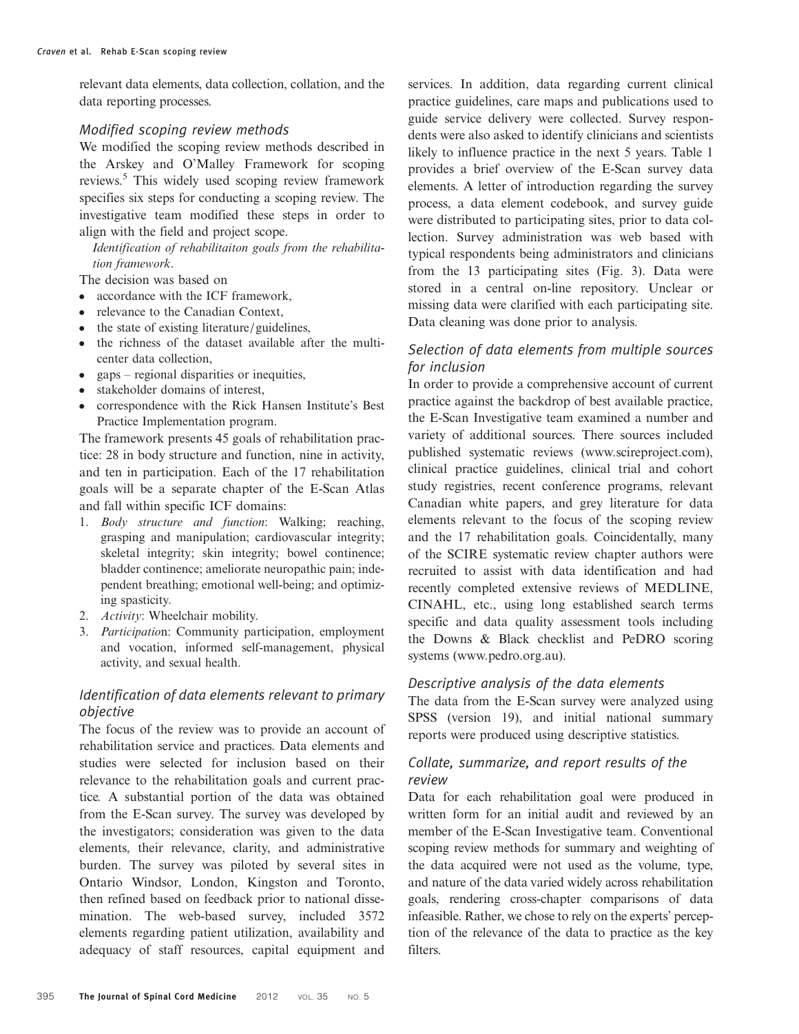relevant data elements, data collection, collation, and the data reporting processes.

### Modified scoping review methods

We modified the scoping review methods described in the Arskey and O'Malley Framework for scoping reviews.[5] This widely used scoping review framework specifies six steps for conducting a scoping review. The investigative team modified these steps in order to align with the field and project scope.

*Identification of rehabilitaiton goals from the rehabilitation framework*.

The decision was based on

- accordance with the ICF framework,
- relevance to the Canadian Context,
- the state of existing literature/guidelines,
- the richness of the dataset available after the multi-center data collection,
- gaps – regional disparities or inequities,
- stakeholder domains of interest,
- correspondence with the Rick Hansen Institute's Best Practice Implementation program.

The framework presents 45 goals of rehabilitation practice: 28 in body structure and function, nine in activity, and ten in participation. Each of the 17 rehabilitation goals will be a separate chapter of the E-Scan Atlas and fall within specific ICF domains:

1. *Body structure and function*: Walking; reaching, grasping and manipulation; cardiovascular integrity; skeletal integrity; skin integrity; bowel continence; bladder continence; ameliorate neuropathic pain; independent breathing; emotional well-being; and optimizing spasticity.
2. *Activity*: Wheelchair mobility.
3. *Participation*: Community participation, employment and vocation, informed self-management, physical activity, and sexual health.

### Identification of data elements relevant to primary objective

The focus of the review was to provide an account of rehabilitation service and practices. Data elements and studies were selected for inclusion based on their relevance to the rehabilitation goals and current practice. A substantial portion of the data was obtained from the E-Scan survey. The survey was developed by the investigators; consideration was given to the data elements, their relevance, clarity, and administrative burden. The survey was piloted by several sites in Ontario Windsor, London, Kingston and Toronto, then refined based on feedback prior to national dissemination. The web-based survey, included 3572 elements regarding patient utilization, availability and adequacy of staff resources, capital equipment and services. In addition, data regarding current clinical practice guidelines, care maps and publications used to guide service delivery were collected. Survey respondents were also asked to identify clinicians and scientists likely to influence practice in the next 5 years. Table 1 provides a brief overview of the E-Scan survey data elements. A letter of introduction regarding the survey process, a data element codebook, and survey guide were distributed to participating sites, prior to data collection. Survey administration was web based with typical respondents being administrators and clinicians from the 13 participating sites (Fig. 3). Data were stored in a central on-line repository. Unclear or missing data were clarified with each participating site. Data cleaning was done prior to analysis.

### Selection of data elements from multiple sources for inclusion

In order to provide a comprehensive account of current practice against the backdrop of best available practice, the E-Scan Investigative team examined a number and variety of additional sources. There sources included published systematic reviews (www.scireproject.com), clinical practice guidelines, clinical trial and cohort study registries, recent conference programs, relevant Canadian white papers, and grey literature for data elements relevant to the focus of the scoping review and the 17 rehabilitation goals. Coincidentally, many of the SCIRE systematic review chapter authors were recruited to assist with data identification and had recently completed extensive reviews of MEDLINE, CINAHL, etc., using long established search terms specific and data quality assessment tools including the Downs & Black checklist and PeDRO scoring systems (www.pedro.org.au).

### Descriptive analysis of the data elements

The data from the E-Scan survey were analyzed using SPSS (version 19), and initial national summary reports were produced using descriptive statistics.

### Collate, summarize, and report results of the review

Data for each rehabilitation goal were produced in written form for an initial audit and reviewed by an member of the E-Scan Investigative team. Conventional scoping review methods for summary and weighting of the data acquired were not used as the volume, type, and nature of the data varied widely across rehabilitation goals, rendering cross-chapter comparisons of data infeasible. Rather, we chose to rely on the experts' perception of the relevance of the data to practice as the key filters.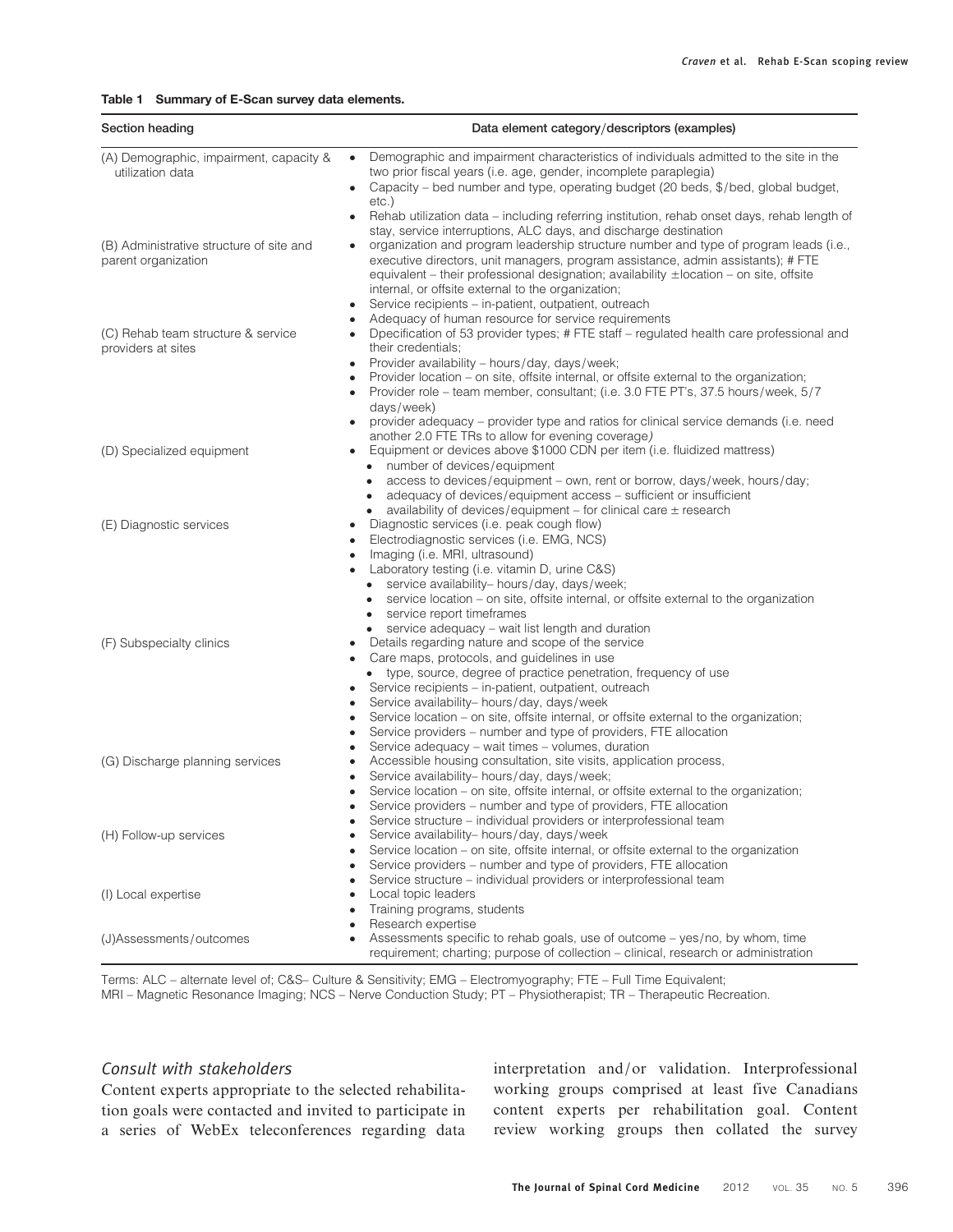**Table 1 Summary of E-Scan survey data elements.**

| Section heading | Data element category/descriptors (examples) |
| --- | --- |
| (A) Demographic, impairment, capacity & utilization data | • Demographic and impairment characteristics of individuals admitted to the site in the two prior fiscal years (i.e. age, gender, incomplete paraplegia)<br>• Capacity – bed number and type, operating budget (20 beds, $/bed, global budget, etc.)<br>• Rehab utilization data – including referring institution, rehab onset days, rehab length of stay, service interruptions, ALC days, and discharge destination |
| (B) Administrative structure of site and parent organization | • organization and program leadership structure number and type of program leads (i.e., executive directors, unit managers, program assistance, admin assistants); # FTE equivalent – their professional designation; availability ±location – on site, offsite internal, or offsite external to the organization;<br>• Service recipients – in-patient, outpatient, outreach<br>• Adequacy of human resource for service requirements |
| (C) Rehab team structure & service providers at sites | • Dpecification of 53 provider types; # FTE staff – regulated health care professional and their credentials;<br>• Provider availability – hours/day, days/week;<br>• Provider location – on site, offsite internal, or offsite external to the organization;<br>• Provider role – team member, consultant; (i.e. 3.0 FTE PT's, 37.5 hours/week, 5/7 days/week)<br>• provider adequacy – provider type and ratios for clinical service demands (i.e. need another 2.0 FTE TRs to allow for evening coverage) |
| (D) Specialized equipment | • Equipment or devices above $1000 CDN per item (i.e. fluidized mattress)<br>  • number of devices/equipment<br>  • access to devices/equipment – own, rent or borrow, days/week, hours/day;<br>  • adequacy of devices/equipment access – sufficient or insufficient<br>  • availability of devices/equipment – for clinical care ± research |
| (E) Diagnostic services | • Diagnostic services (i.e. peak cough flow)<br>• Electrodiagnostic services (i.e. EMG, NCS)<br>• Imaging (i.e. MRI, ultrasound)<br>• Laboratory testing (i.e. vitamin D, urine C&S)<br>  • service availability– hours/day, days/week;<br>  • service location – on site, offsite internal, or offsite external to the organization<br>  • service report timeframes<br>  • service adequacy – wait list length and duration |
| (F) Subspecialty clinics | • Details regarding nature and scope of the service<br>• Care maps, protocols, and guidelines in use<br>  • type, source, degree of practice penetration, frequency of use<br>• Service recipients – in-patient, outpatient, outreach<br>• Service availability– hours/day, days/week<br>• Service location – on site, offsite internal, or offsite external to the organization;<br>• Service providers – number and type of providers, FTE allocation<br>• Service adequacy – wait times – volumes, duration |
| (G) Discharge planning services | • Accessible housing consultation, site visits, application process,<br>• Service availability– hours/day, days/week;<br>• Service location – on site, offsite internal, or offsite external to the organization;<br>• Service providers – number and type of providers, FTE allocation<br>• Service structure – individual providers or interprofessional team |
| (H) Follow-up services | • Service availability– hours/day, days/week<br>• Service location – on site, offsite internal, or offsite external to the organization<br>• Service providers – number and type of providers, FTE allocation<br>• Service structure – individual providers or interprofessional team |
| (I) Local expertise | • Local topic leaders<br>• Training programs, students<br>• Research expertise |
| (J)Assessments/outcomes | • Assessments specific to rehab goals, use of outcome – yes/no, by whom, time requirement; charting; purpose of collection – clinical, research or administration |

Terms: ALC – alternate level of; C&S– Culture & Sensitivity; EMG – Electromyography; FTE – Full Time Equivalent; MRI – Magnetic Resonance Imaging; NCS – Nerve Conduction Study; PT – Physiotherapist; TR – Therapeutic Recreation.

### *Consult with stakeholders*

Content experts appropriate to the selected rehabilitation goals were contacted and invited to participate in a series of WebEx teleconferences regarding data interpretation and/or validation. Interprofessional working groups comprised at least five Canadians content experts per rehabilitation goal. Content review working groups then collated the survey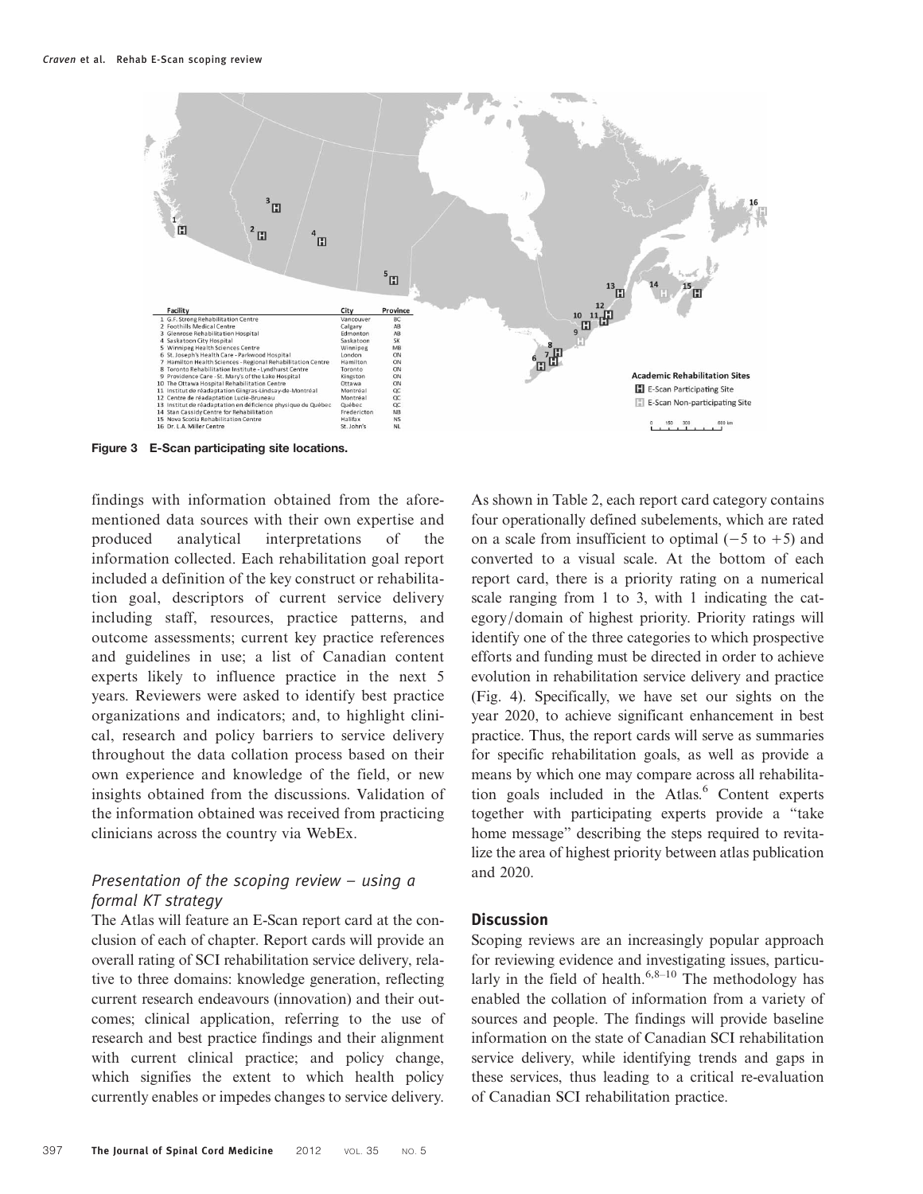| Facility | City | Province |
|---|---|---|
| 1 G.F. Strong Rehabilitation Centre | Vancouver | BC |
| 2 Foothills Medical Centre | Calgary | AB |
| 3 Glenrose Rehabilitation Hospital | Edmonton | AB |
| 4 Saskatoon City Hospital | Saskatoon | SK |
| 5 Winnipeg Health Sciences Centre | Winnipeg | MB |
| 6 St. Joseph's Health Care - Parkwood Hospital | London | ON |
| 7 Hamilton Health Sciences - Regional Rehabilitation Centre | Hamilton | ON |
| 8 Toronto Rehabilitation Institute - Lyndhurst Centre | Toronto | ON |
| 9 Providence Care - St. Mary's of the Lake Hospital | Kingston | ON |
| 10 The Ottawa Hospital Rehabilitation Centre | Ottawa | ON |
| 11 Institut de réadaptation Gingras-Lindsay-de-Montréal | Montréal | QC |
| 12 Centre de réadaptation Lucie-Bruneau | Montréal | QC |
| 13 Institut de réadaptation en déficience physique du Québec | Québec | QC |
| 14 Stan Cassidy Centre for Rehabilitation | Fredericton | NB |
| 15 Nova Scotia Rehabilitation Centre | Halifax | NS |
| 16 Dr. L.A. Miller Centre | St. John's | NL |

Academic Rehabilitation Sites

H E-Scan Participating Site

H E-Scan Non-participating Site

**Figure 3 E-Scan participating site locations.**

findings with information obtained from the aforementioned data sources with their own expertise and produced analytical interpretations of the information collected. Each rehabilitation goal report included a definition of the key construct or rehabilitation goal, descriptors of current service delivery including staff, resources, practice patterns, and outcome assessments; current key practice references and guidelines in use; a list of Canadian content experts likely to influence practice in the next 5 years. Reviewers were asked to identify best practice organizations and indicators; and, to highlight clinical, research and policy barriers to service delivery throughout the data collation process based on their own experience and knowledge of the field, or new insights obtained from the discussions. Validation of the information obtained was received from practicing clinicians across the country via WebEx.

### *Presentation of the scoping review – using a formal KT strategy*

The Atlas will feature an E-Scan report card at the conclusion of each of chapter. Report cards will provide an overall rating of SCI rehabilitation service delivery, relative to three domains: knowledge generation, reflecting current research endeavours (innovation) and their outcomes; clinical application, referring to the use of research and best practice findings and their alignment with current clinical practice; and policy change, which signifies the extent to which health policy currently enables or impedes changes to service delivery. As shown in Table 2, each report card category contains four operationally defined subelements, which are rated on a scale from insufficient to optimal ($-5$ to $+5$) and converted to a visual scale. At the bottom of each report card, there is a priority rating on a numerical scale ranging from 1 to 3, with 1 indicating the category/domain of highest priority. Priority ratings will identify one of the three categories to which prospective efforts and funding must be directed in order to achieve evolution in rehabilitation service delivery and practice (Fig. 4). Specifically, we have set our sights on the year 2020, to achieve significant enhancement in best practice. Thus, the report cards will serve as summaries for specific rehabilitation goals, as well as provide a means by which one may compare across all rehabilitation goals included in the Atlas.[6] Content experts together with participating experts provide a "take home message" describing the steps required to revitalize the area of highest priority between atlas publication and 2020.

## Discussion

Scoping reviews are an increasingly popular approach for reviewing evidence and investigating issues, particularly in the field of health.[6,8–10] The methodology has enabled the collation of information from a variety of sources and people. The findings will provide baseline information on the state of Canadian SCI rehabilitation service delivery, while identifying trends and gaps in these services, thus leading to a critical re-evaluation of Canadian SCI rehabilitation practice.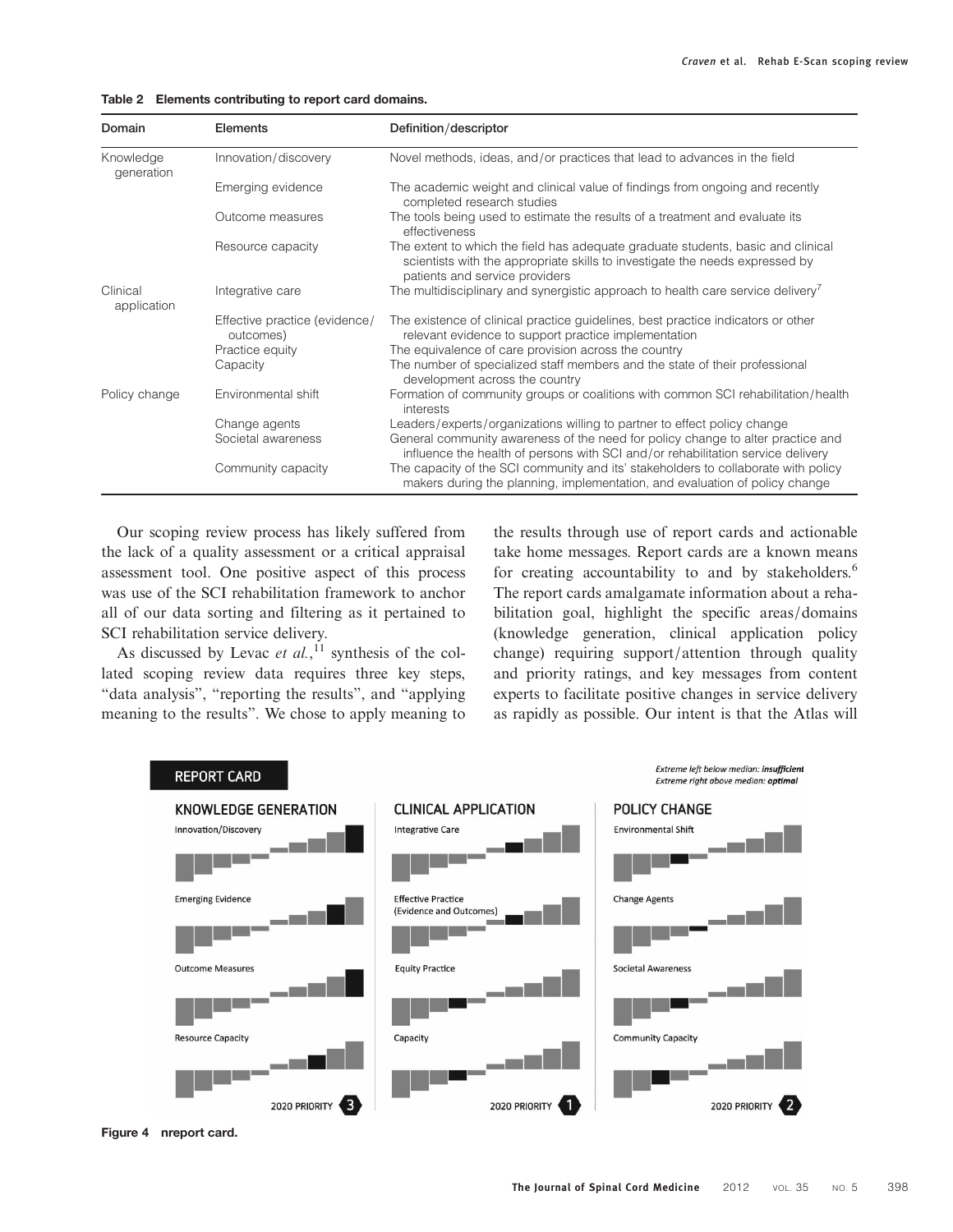**Table 2 Elements contributing to report card domains.**

| Domain | Elements | Definition/descriptor |
|---|---|---|
| Knowledge generation | Innovation/discovery | Novel methods, ideas, and/or practices that lead to advances in the field |
| | Emerging evidence | The academic weight and clinical value of findings from ongoing and recently completed research studies |
| | Outcome measures | The tools being used to estimate the results of a treatment and evaluate its effectiveness |
| | Resource capacity | The extent to which the field has adequate graduate students, basic and clinical scientists with the appropriate skills to investigate the needs expressed by patients and service providers |
| Clinical application | Integrative care | The multidisciplinary and synergistic approach to health care service delivery[7] |
| | Effective practice (evidence/outcomes) | The existence of clinical practice guidelines, best practice indicators or other relevant evidence to support practice implementation |
| | Practice equity | The equivalence of care provision across the country |
| | Capacity | The number of specialized staff members and the state of their professional development across the country |
| Policy change | Environmental shift | Formation of community groups or coalitions with common SCI rehabilitation/health interests |
| | Change agents | Leaders/experts/organizations willing to partner to effect policy change |
| | Societal awareness | General community awareness of the need for policy change to alter practice and influence the health of persons with SCI and/or rehabilitation service delivery |
| | Community capacity | The capacity of the SCI community and its' stakeholders to collaborate with policy makers during the planning, implementation, and evaluation of policy change |

Our scoping review process has likely suffered from the lack of a quality assessment or a critical appraisal assessment tool. One positive aspect of this process was use of the SCI rehabilitation framework to anchor all of our data sorting and filtering as it pertained to SCI rehabilitation service delivery.

As discussed by Levac *et al.*,[11] synthesis of the collated scoping review data requires three key steps, "data analysis", "reporting the results", and "applying meaning to the results". We chose to apply meaning to the results through use of report cards and actionable take home messages. Report cards are a known means for creating accountability to and by stakeholders.[6] The report cards amalgamate information about a rehabilitation goal, highlight the specific areas/domains (knowledge generation, clinical application policy change) requiring support/attention through quality and priority ratings, and key messages from content experts to facilitate positive changes in service delivery as rapidly as possible. Our intent is that the Atlas will

REPORT CARD

*Extreme left below median: **insufficient***
*Extreme right above median: **optimal***

| KNOWLEDGE GENERATION | CLINICAL APPLICATION | POLICY CHANGE |
|---|---|---|
| Innovation/Discovery | Integrative Care | Environmental Shift |
| Emerging Evidence | Effective Practice (Evidence and Outcomes) | Change Agents |
| Outcome Measures | Equity Practice | Societal Awareness |
| Resource Capacity | Capacity | Community Capacity |
| 2020 PRIORITY 3 | 2020 PRIORITY 1 | 2020 PRIORITY 2 |

**Figure 4** nreport card.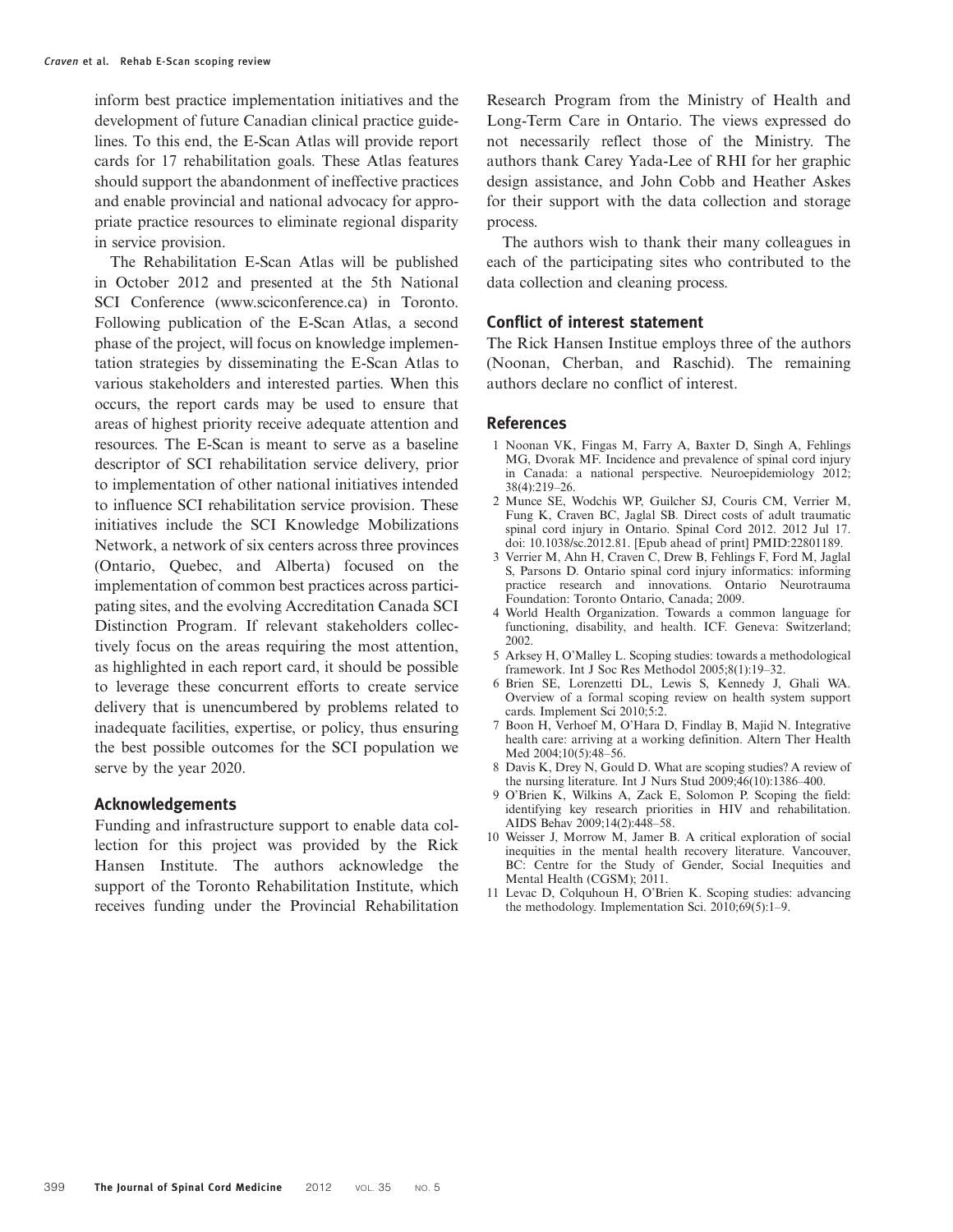inform best practice implementation initiatives and the development of future Canadian clinical practice guidelines. To this end, the E-Scan Atlas will provide report cards for 17 rehabilitation goals. These Atlas features should support the abandonment of ineffective practices and enable provincial and national advocacy for appropriate practice resources to eliminate regional disparity in service provision.

The Rehabilitation E-Scan Atlas will be published in October 2012 and presented at the 5th National SCI Conference (www.sciconference.ca) in Toronto. Following publication of the E-Scan Atlas, a second phase of the project, will focus on knowledge implementation strategies by disseminating the E-Scan Atlas to various stakeholders and interested parties. When this occurs, the report cards may be used to ensure that areas of highest priority receive adequate attention and resources. The E-Scan is meant to serve as a baseline descriptor of SCI rehabilitation service delivery, prior to implementation of other national initiatives intended to influence SCI rehabilitation service provision. These initiatives include the SCI Knowledge Mobilizations Network, a network of six centers across three provinces (Ontario, Quebec, and Alberta) focused on the implementation of common best practices across participating sites, and the evolving Accreditation Canada SCI Distinction Program. If relevant stakeholders collectively focus on the areas requiring the most attention, as highlighted in each report card, it should be possible to leverage these concurrent efforts to create service delivery that is unencumbered by problems related to inadequate facilities, expertise, or policy, thus ensuring the best possible outcomes for the SCI population we serve by the year 2020.

## Acknowledgements

Funding and infrastructure support to enable data collection for this project was provided by the Rick Hansen Institute. The authors acknowledge the support of the Toronto Rehabilitation Institute, which receives funding under the Provincial Rehabilitation Research Program from the Ministry of Health and Long-Term Care in Ontario. The views expressed do not necessarily reflect those of the Ministry. The authors thank Carey Yada-Lee of RHI for her graphic design assistance, and John Cobb and Heather Askes for their support with the data collection and storage process.

The authors wish to thank their many colleagues in each of the participating sites who contributed to the data collection and cleaning process.

## Conflict of interest statement

The Rick Hansen Institue employs three of the authors (Noonan, Cherban, and Raschid). The remaining authors declare no conflict of interest.

## References

1. Noonan VK, Fingas M, Farry A, Baxter D, Singh A, Fehlings MG, Dvorak MF. Incidence and prevalence of spinal cord injury in Canada: a national perspective. Neuroepidemiology 2012; 38(4):219–26.
2. Munce SE, Wodchis WP, Guilcher SJ, Couris CM, Verrier M, Fung K, Craven BC, Jaglal SB. Direct costs of adult traumatic spinal cord injury in Ontario. Spinal Cord 2012. 2012 Jul 17. doi: 10.1038/sc.2012.81. [Epub ahead of print] PMID:22801189.
3. Verrier M, Ahn H, Craven C, Drew B, Fehlings F, Ford M, Jaglal S, Parsons D. Ontario spinal cord injury informatics: informing practice research and innovations. Ontario Neurotrauma Foundation: Toronto Ontario, Canada; 2009.
4. World Health Organization. Towards a common language for functioning, disability, and health. ICF. Geneva: Switzerland; 2002.
5. Arksey H, O'Malley L. Scoping studies: towards a methodological framework. Int J Soc Res Methodol 2005;8(1):19–32.
6. Brien SE, Lorenzetti DL, Lewis S, Kennedy J, Ghali WA. Overview of a formal scoping review on health system support cards. Implement Sci 2010;5:2.
7. Boon H, Verhoef M, O'Hara D, Findlay B, Majid N. Integrative health care: arriving at a working definition. Altern Ther Health Med 2004;10(5):48–56.
8. Davis K, Drey N, Gould D. What are scoping studies? A review of the nursing literature. Int J Nurs Stud 2009;46(10):1386–400.
9. O'Brien K, Wilkins A, Zack E, Solomon P. Scoping the field: identifying key research priorities in HIV and rehabilitation. AIDS Behav 2009;14(2):448–58.
10. Weisser J, Morrow M, Jamer B. A critical exploration of social inequities in the mental health recovery literature. Vancouver, BC: Centre for the Study of Gender, Social Inequities and Mental Health (CGSM); 2011.
11. Levac D, Colquhoun H, O'Brien K. Scoping studies: advancing the methodology. Implementation Sci. 2010;69(5):1–9.